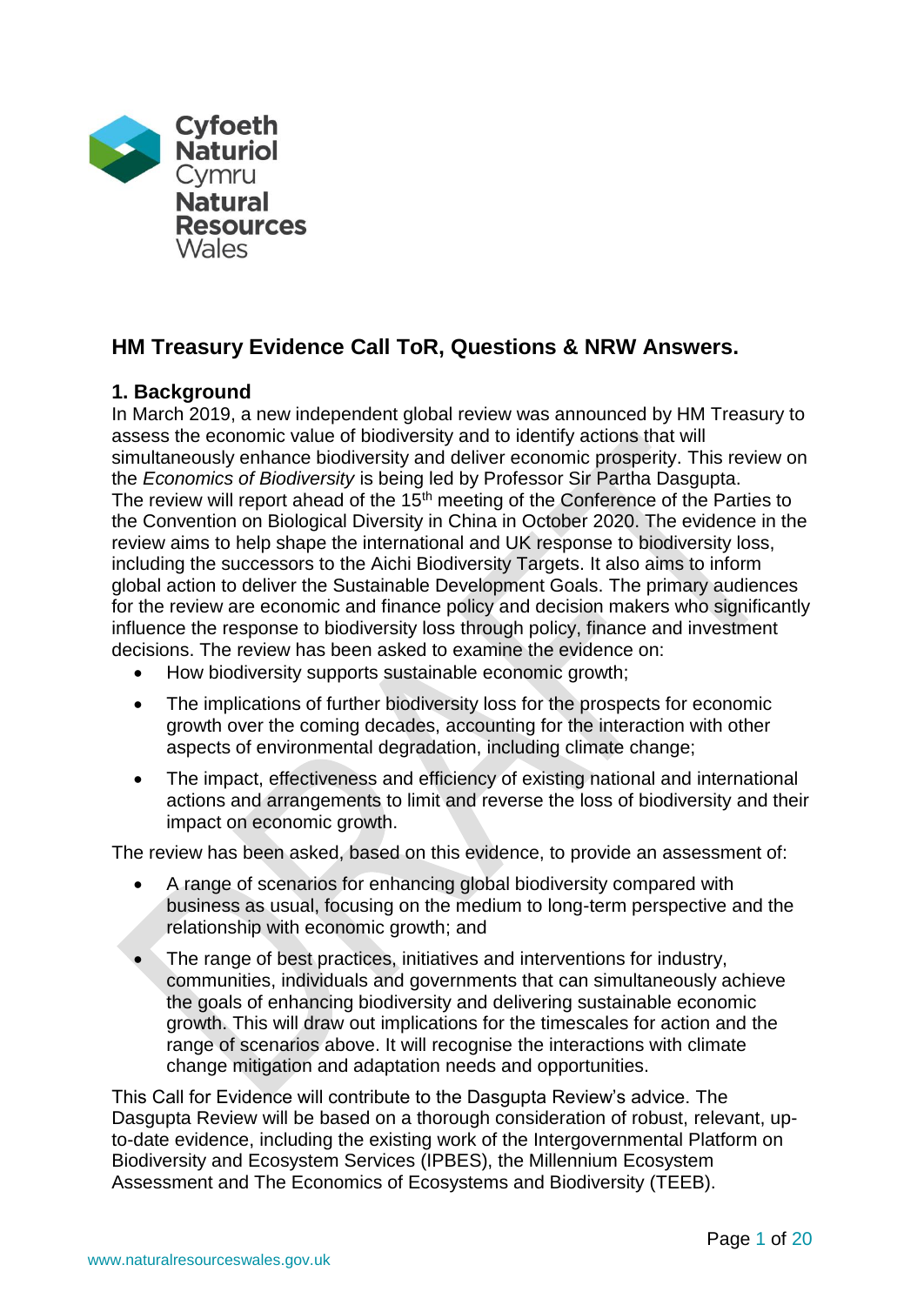## HM Treasury Evidence Call ToR, Questions & NRW Answers.

### 1. Background

In March 2019, a new independent global review was announced by HM Treasury to assess the economic value of biodiversity and to identify actions that will simultaneously enhance biodiversity and deliver economic prosperity. This review on the *Economics of Biodiversity* is being led by Professor Sir Partha Dasgupta. The review will report ahead of the 15th meeting of the Conference of the Parties to the Convention on Biological Diversity in China in October 2020. The evidence in the review aims to help shape the international and UK response to biodiversity loss, including the successors to the Aichi Biodiversity Targets. It also aims to inform global action to deliver the Sustainable Development Goals. The primary audiences for the review are economic and finance policy and decision makers who significantly influence the response to biodiversity loss through policy, finance and investment decisions. The review has been asked to examine the evidence on:

- How biodiversity supports sustainable economic growth;
- The implications of further biodiversity loss for the prospects for economic growth over the coming decades, accounting for the interaction with other aspects of environmental degradation, including climate change;
- The impact, effectiveness and efficiency of existing national and international actions and arrangements to limit and reverse the loss of biodiversity and their impact on economic growth.

The review has been asked, based on this evidence, to provide an assessment of:

- A range of scenarios for enhancing global biodiversity compared with business as usual, focusing on the medium to long-term perspective and the relationship with economic growth; and
- The range of best practices, initiatives and interventions for industry, communities, individuals and governments that can simultaneously achieve the goals of enhancing biodiversity and delivering sustainable economic growth. This will draw out implications for the timescales for action and the range of scenarios above. It will recognise the interactions with climate change mitigation and adaptation needs and opportunities.

This Call for Evidence will contribute to the Dasgupta Review's advice. The Dasgupta Review will be based on a thorough consideration of robust, relevant, up-to-date evidence, including the existing work of the Intergovernmental Platform on Biodiversity and Ecosystem Services (IPBES), the Millennium Ecosystem Assessment and The Economics of Ecosystems and Biodiversity (TEEB).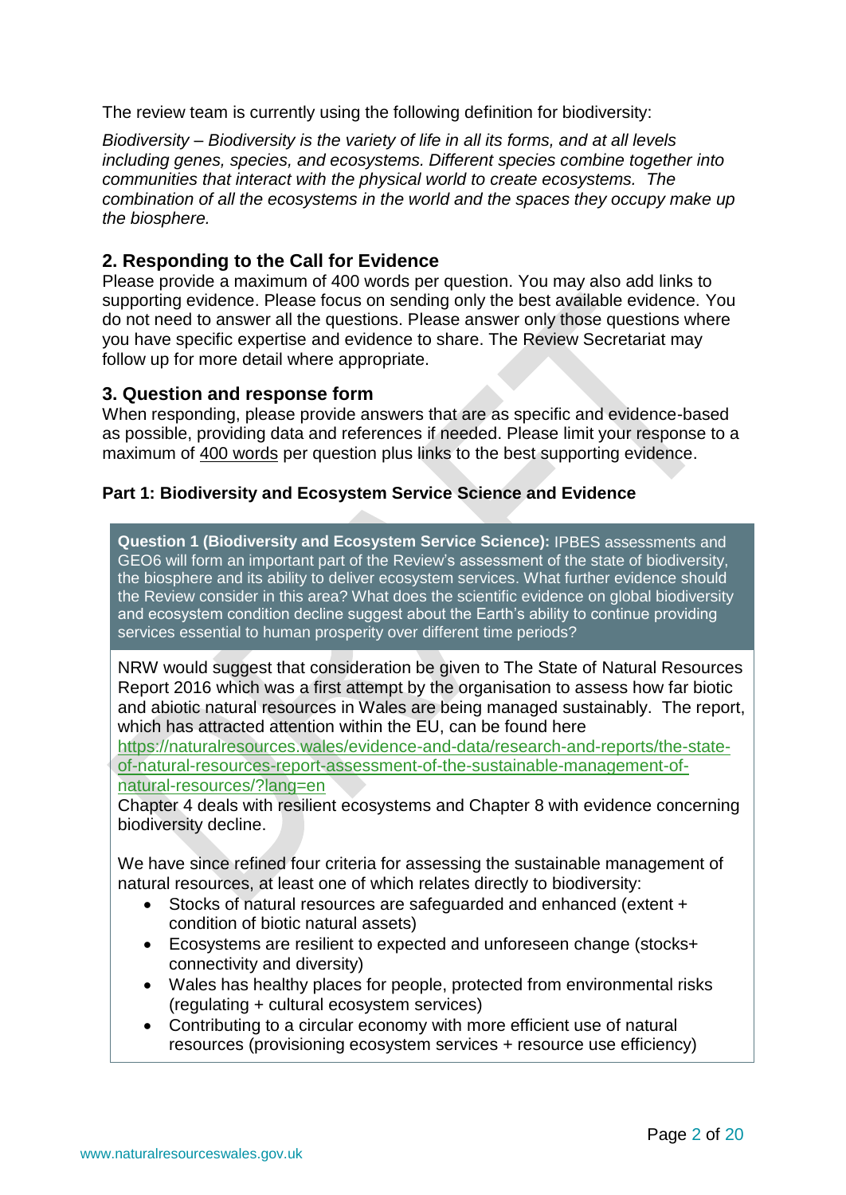The review team is currently using the following definition for biodiversity:

*Biodiversity – Biodiversity is the variety of life in all its forms, and at all levels including genes, species, and ecosystems. Different species combine together into communities that interact with the physical world to create ecosystems. The combination of all the ecosystems in the world and the spaces they occupy make up the biosphere.*

## 2. Responding to the Call for Evidence

Please provide a maximum of 400 words per question. You may also add links to supporting evidence. Please focus on sending only the best available evidence. You do not need to answer all the questions. Please answer only those questions where you have specific expertise and evidence to share. The Review Secretariat may follow up for more detail where appropriate.

## 3. Question and response form

When responding, please provide answers that are as specific and evidence-based as possible, providing data and references if needed. Please limit your response to a maximum of 400 words per question plus links to the best supporting evidence.

**Part 1: Biodiversity and Ecosystem Service Science and Evidence**

**Question 1 (Biodiversity and Ecosystem Service Science):** IPBES assessments and GEO6 will form an important part of the Review's assessment of the state of biodiversity, the biosphere and its ability to deliver ecosystem services. What further evidence should the Review consider in this area? What does the scientific evidence on global biodiversity and ecosystem condition decline suggest about the Earth's ability to continue providing services essential to human prosperity over different time periods?

NRW would suggest that consideration be given to The State of Natural Resources Report 2016 which was a first attempt by the organisation to assess how far biotic and abiotic natural resources in Wales are being managed sustainably. The report, which has attracted attention within the EU, can be found here https://naturalresources.wales/evidence-and-data/research-and-reports/the-state-of-natural-resources-report-assessment-of-the-sustainable-management-of-natural-resources/?lang=en
Chapter 4 deals with resilient ecosystems and Chapter 8 with evidence concerning biodiversity decline.

We have since refined four criteria for assessing the sustainable management of natural resources, at least one of which relates directly to biodiversity:

- Stocks of natural resources are safeguarded and enhanced (extent + condition of biotic natural assets)
- Ecosystems are resilient to expected and unforeseen change (stocks+ connectivity and diversity)
- Wales has healthy places for people, protected from environmental risks (regulating + cultural ecosystem services)
- Contributing to a circular economy with more efficient use of natural resources (provisioning ecosystem services + resource use efficiency)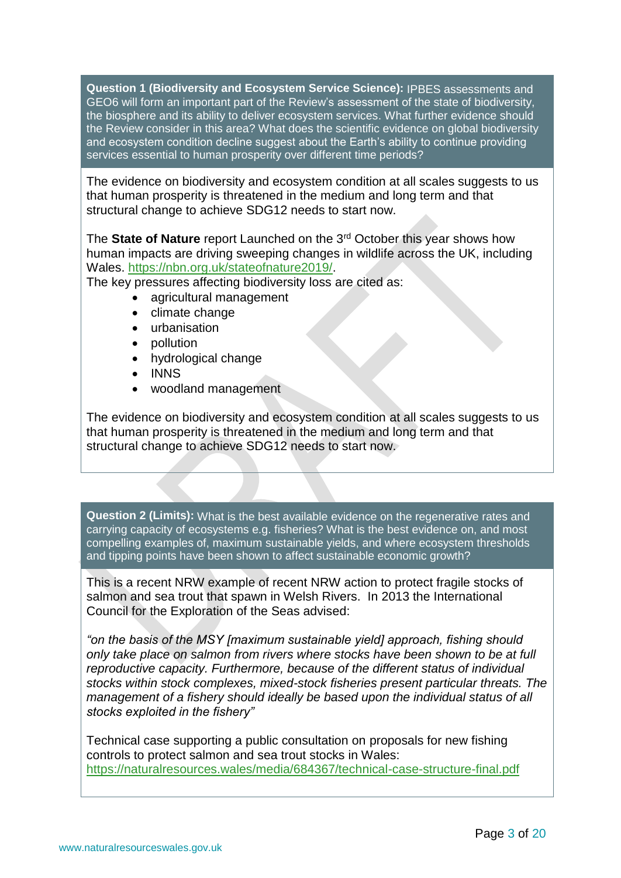**Question 1 (Biodiversity and Ecosystem Service Science):** IPBES assessments and GEO6 will form an important part of the Review's assessment of the state of biodiversity, the biosphere and its ability to deliver ecosystem services. What further evidence should the Review consider in this area? What does the scientific evidence on global biodiversity and ecosystem condition decline suggest about the Earth's ability to continue providing services essential to human prosperity over different time periods?

The evidence on biodiversity and ecosystem condition at all scales suggests to us that human prosperity is threatened in the medium and long term and that structural change to achieve SDG12 needs to start now.

The **State of Nature** report Launched on the 3rd October this year shows how human impacts are driving sweeping changes in wildlife across the UK, including Wales. https://nbn.org.uk/stateofnature2019/.

The key pressures affecting biodiversity loss are cited as:

- agricultural management
- climate change
- urbanisation
- pollution
- hydrological change
- INNS
- woodland management

The evidence on biodiversity and ecosystem condition at all scales suggests to us that human prosperity is threatened in the medium and long term and that structural change to achieve SDG12 needs to start now.

**Question 2 (Limits):** What is the best available evidence on the regenerative rates and carrying capacity of ecosystems e.g. fisheries? What is the best evidence on, and most compelling examples of, maximum sustainable yields, and where ecosystem thresholds and tipping points have been shown to affect sustainable economic growth?

This is a recent NRW example of recent NRW action to protect fragile stocks of salmon and sea trout that spawn in Welsh Rivers. In 2013 the International Council for the Exploration of the Seas advised:

*"on the basis of the MSY [maximum sustainable yield] approach, fishing should only take place on salmon from rivers where stocks have been shown to be at full reproductive capacity. Furthermore, because of the different status of individual stocks within stock complexes, mixed-stock fisheries present particular threats. The management of a fishery should ideally be based upon the individual status of all stocks exploited in the fishery"*

Technical case supporting a public consultation on proposals for new fishing controls to protect salmon and sea trout stocks in Wales: https://naturalresources.wales/media/684367/technical-case-structure-final.pdf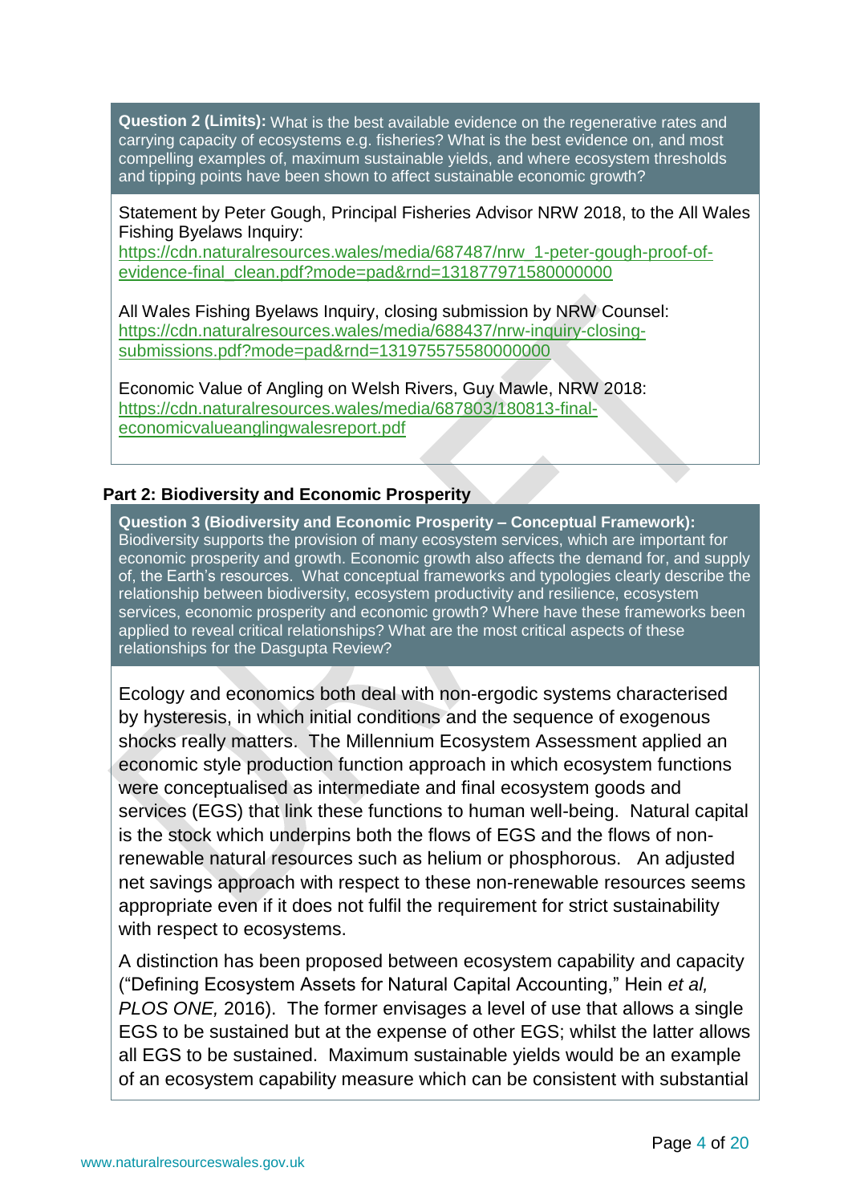**Question 2 (Limits):** What is the best available evidence on the regenerative rates and carrying capacity of ecosystems e.g. fisheries? What is the best evidence on, and most compelling examples of, maximum sustainable yields, and where ecosystem thresholds and tipping points have been shown to affect sustainable economic growth?

Statement by Peter Gough, Principal Fisheries Advisor NRW 2018, to the All Wales Fishing Byelaws Inquiry:
https://cdn.naturalresources.wales/media/687487/nrw_1-peter-gough-proof-of-evidence-final_clean.pdf?mode=pad&rnd=131877971580000000

All Wales Fishing Byelaws Inquiry, closing submission by NRW Counsel:
https://cdn.naturalresources.wales/media/688437/nrw-inquiry-closing-submissions.pdf?mode=pad&rnd=131975575580000000

Economic Value of Angling on Welsh Rivers, Guy Mawle, NRW 2018:
https://cdn.naturalresources.wales/media/687803/180813-final-economicvalueanglingwalesreport.pdf

## Part 2: Biodiversity and Economic Prosperity

**Question 3 (Biodiversity and Economic Prosperity – Conceptual Framework):** Biodiversity supports the provision of many ecosystem services, which are important for economic prosperity and growth. Economic growth also affects the demand for, and supply of, the Earth's resources. What conceptual frameworks and typologies clearly describe the relationship between biodiversity, ecosystem productivity and resilience, ecosystem services, economic prosperity and economic growth? Where have these frameworks been applied to reveal critical relationships? What are the most critical aspects of these relationships for the Dasgupta Review?

Ecology and economics both deal with non-ergodic systems characterised by hysteresis, in which initial conditions and the sequence of exogenous shocks really matters. The Millennium Ecosystem Assessment applied an economic style production function approach in which ecosystem functions were conceptualised as intermediate and final ecosystem goods and services (EGS) that link these functions to human well-being. Natural capital is the stock which underpins both the flows of EGS and the flows of non-renewable natural resources such as helium or phosphorous. An adjusted net savings approach with respect to these non-renewable resources seems appropriate even if it does not fulfil the requirement for strict sustainability with respect to ecosystems.

A distinction has been proposed between ecosystem capability and capacity ("Defining Ecosystem Assets for Natural Capital Accounting," Hein *et al*, *PLOS ONE,* 2016). The former envisages a level of use that allows a single EGS to be sustained but at the expense of other EGS; whilst the latter allows all EGS to be sustained. Maximum sustainable yields would be an example of an ecosystem capability measure which can be consistent with substantial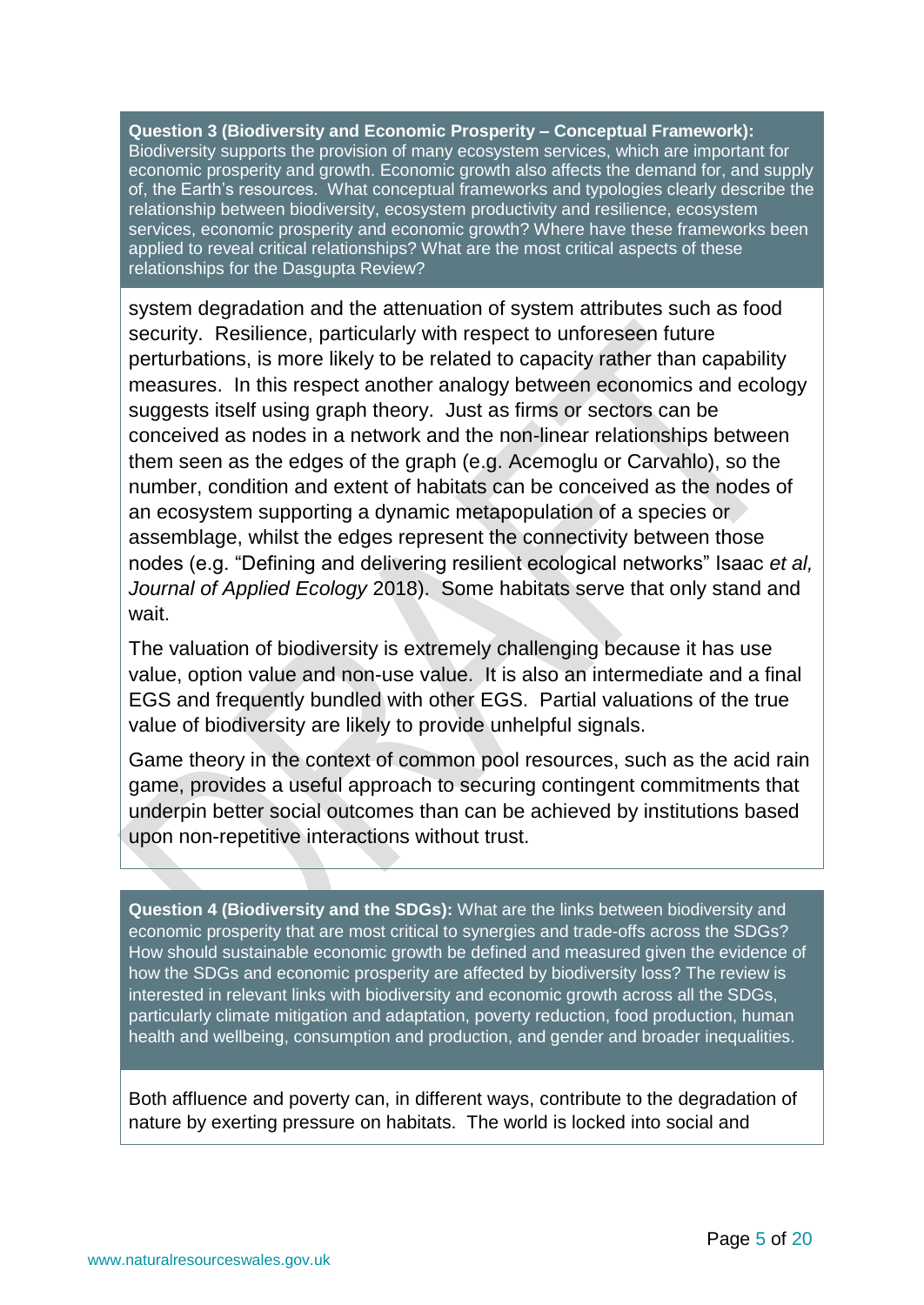**Question 3 (Biodiversity and Economic Prosperity – Conceptual Framework):** Biodiversity supports the provision of many ecosystem services, which are important for economic prosperity and growth. Economic growth also affects the demand for, and supply of, the Earth's resources. What conceptual frameworks and typologies clearly describe the relationship between biodiversity, ecosystem productivity and resilience, ecosystem services, economic prosperity and economic growth? Where have these frameworks been applied to reveal critical relationships? What are the most critical aspects of these relationships for the Dasgupta Review?

system degradation and the attenuation of system attributes such as food security. Resilience, particularly with respect to unforeseen future perturbations, is more likely to be related to capacity rather than capability measures. In this respect another analogy between economics and ecology suggests itself using graph theory. Just as firms or sectors can be conceived as nodes in a network and the non-linear relationships between them seen as the edges of the graph (e.g. Acemoglu or Carvahlo), so the number, condition and extent of habitats can be conceived as the nodes of an ecosystem supporting a dynamic metapopulation of a species or assemblage, whilst the edges represent the connectivity between those nodes (e.g. "Defining and delivering resilient ecological networks" Isaac *et al, Journal of Applied Ecology* 2018). Some habitats serve that only stand and wait.

The valuation of biodiversity is extremely challenging because it has use value, option value and non-use value. It is also an intermediate and a final EGS and frequently bundled with other EGS. Partial valuations of the true value of biodiversity are likely to provide unhelpful signals.

Game theory in the context of common pool resources, such as the acid rain game, provides a useful approach to securing contingent commitments that underpin better social outcomes than can be achieved by institutions based upon non-repetitive interactions without trust.

**Question 4 (Biodiversity and the SDGs):** What are the links between biodiversity and economic prosperity that are most critical to synergies and trade-offs across the SDGs? How should sustainable economic growth be defined and measured given the evidence of how the SDGs and economic prosperity are affected by biodiversity loss? The review is interested in relevant links with biodiversity and economic growth across all the SDGs, particularly climate mitigation and adaptation, poverty reduction, food production, human health and wellbeing, consumption and production, and gender and broader inequalities.

Both affluence and poverty can, in different ways, contribute to the degradation of nature by exerting pressure on habitats. The world is locked into social and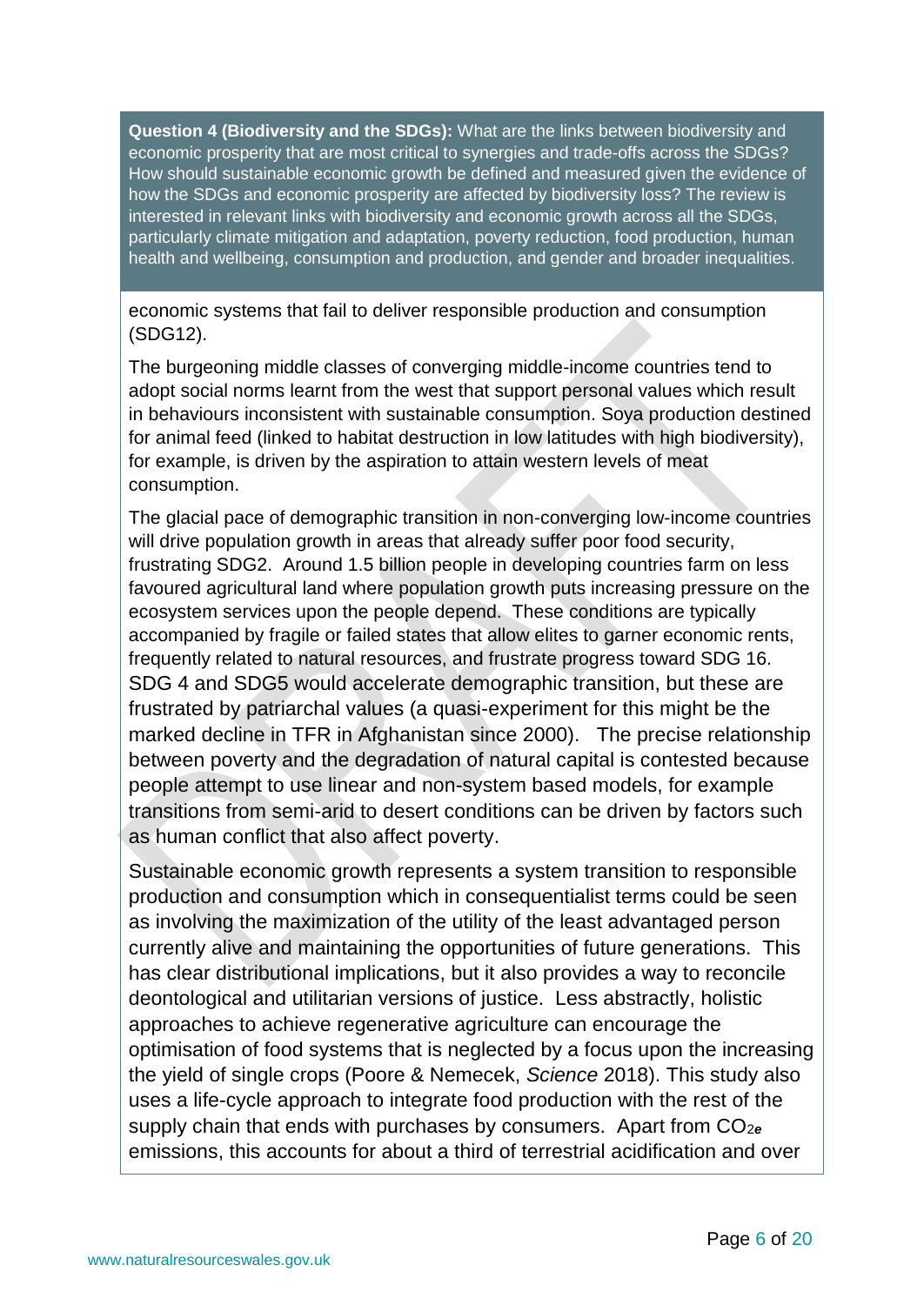**Question 4 (Biodiversity and the SDGs):** What are the links between biodiversity and economic prosperity that are most critical to synergies and trade-offs across the SDGs? How should sustainable economic growth be defined and measured given the evidence of how the SDGs and economic prosperity are affected by biodiversity loss? The review is interested in relevant links with biodiversity and economic growth across all the SDGs, particularly climate mitigation and adaptation, poverty reduction, food production, human health and wellbeing, consumption and production, and gender and broader inequalities.

economic systems that fail to deliver responsible production and consumption (SDG12).

The burgeoning middle classes of converging middle-income countries tend to adopt social norms learnt from the west that support personal values which result in behaviours inconsistent with sustainable consumption. Soya production destined for animal feed (linked to habitat destruction in low latitudes with high biodiversity), for example, is driven by the aspiration to attain western levels of meat consumption.

The glacial pace of demographic transition in non-converging low-income countries will drive population growth in areas that already suffer poor food security, frustrating SDG2. Around 1.5 billion people in developing countries farm on less favoured agricultural land where population growth puts increasing pressure on the ecosystem services upon the people depend. These conditions are typically accompanied by fragile or failed states that allow elites to garner economic rents, frequently related to natural resources, and frustrate progress toward SDG 16. SDG 4 and SDG5 would accelerate demographic transition, but these are frustrated by patriarchal values (a quasi-experiment for this might be the marked decline in TFR in Afghanistan since 2000). The precise relationship between poverty and the degradation of natural capital is contested because people attempt to use linear and non-system based models, for example transitions from semi-arid to desert conditions can be driven by factors such as human conflict that also affect poverty.

Sustainable economic growth represents a system transition to responsible production and consumption which in consequentialist terms could be seen as involving the maximization of the utility of the least advantaged person currently alive and maintaining the opportunities of future generations. This has clear distributional implications, but it also provides a way to reconcile deontological and utilitarian versions of justice. Less abstractly, holistic approaches to achieve regenerative agriculture can encourage the optimisation of food systems that is neglected by a focus upon the increasing the yield of single crops (Poore & Nemecek, *Science* 2018). This study also uses a life-cycle approach to integrate food production with the rest of the supply chain that ends with purchases by consumers. Apart from $CO_{2e}$ emissions, this accounts for about a third of terrestrial acidification and over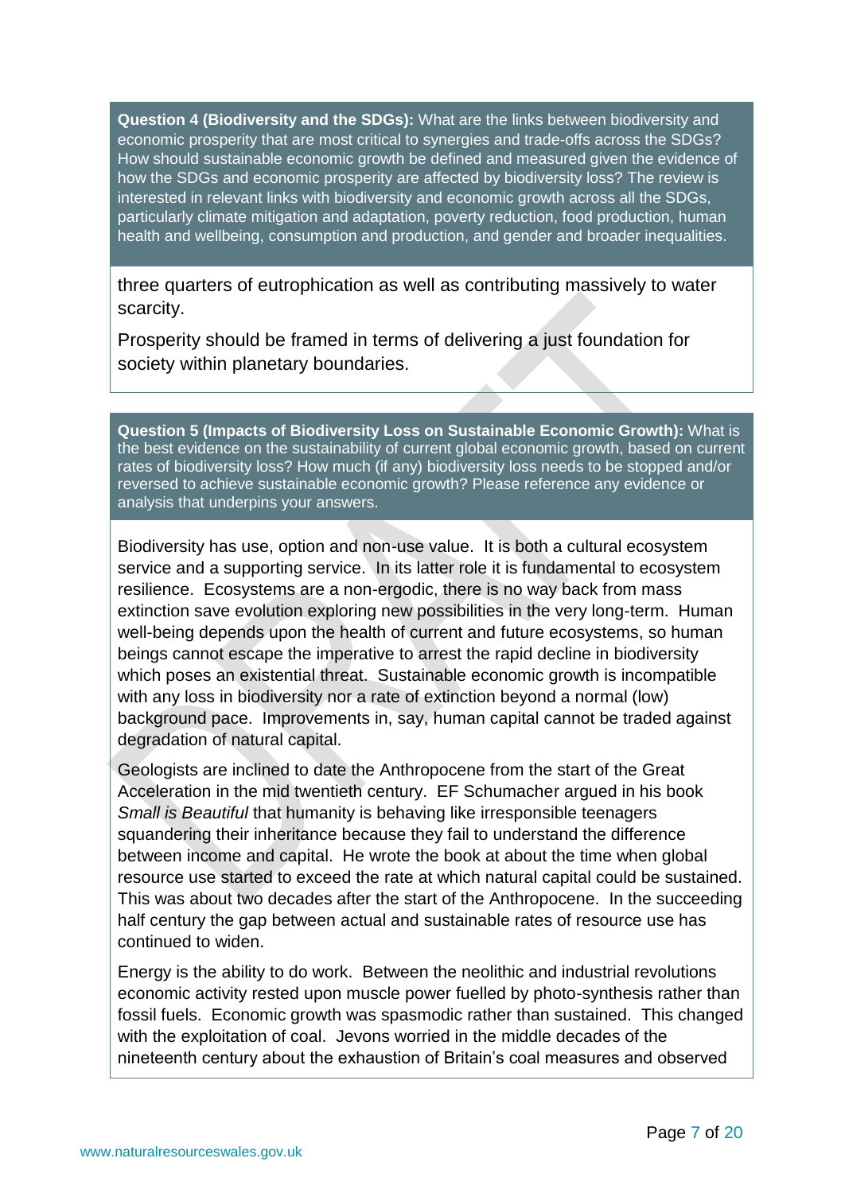**Question 4 (Biodiversity and the SDGs):** What are the links between biodiversity and economic prosperity that are most critical to synergies and trade-offs across the SDGs? How should sustainable economic growth be defined and measured given the evidence of how the SDGs and economic prosperity are affected by biodiversity loss? The review is interested in relevant links with biodiversity and economic growth across all the SDGs, particularly climate mitigation and adaptation, poverty reduction, food production, human health and wellbeing, consumption and production, and gender and broader inequalities.

three quarters of eutrophication as well as contributing massively to water scarcity.

Prosperity should be framed in terms of delivering a just foundation for society within planetary boundaries.

**Question 5 (Impacts of Biodiversity Loss on Sustainable Economic Growth):** What is the best evidence on the sustainability of current global economic growth, based on current rates of biodiversity loss? How much (if any) biodiversity loss needs to be stopped and/or reversed to achieve sustainable economic growth? Please reference any evidence or analysis that underpins your answers.

Biodiversity has use, option and non-use value. It is both a cultural ecosystem service and a supporting service. In its latter role it is fundamental to ecosystem resilience. Ecosystems are a non-ergodic, there is no way back from mass extinction save evolution exploring new possibilities in the very long-term. Human well-being depends upon the health of current and future ecosystems, so human beings cannot escape the imperative to arrest the rapid decline in biodiversity which poses an existential threat. Sustainable economic growth is incompatible with any loss in biodiversity nor a rate of extinction beyond a normal (low) background pace. Improvements in, say, human capital cannot be traded against degradation of natural capital.

Geologists are inclined to date the Anthropocene from the start of the Great Acceleration in the mid twentieth century. EF Schumacher argued in his book *Small is Beautiful* that humanity is behaving like irresponsible teenagers squandering their inheritance because they fail to understand the difference between income and capital. He wrote the book at about the time when global resource use started to exceed the rate at which natural capital could be sustained. This was about two decades after the start of the Anthropocene. In the succeeding half century the gap between actual and sustainable rates of resource use has continued to widen.

Energy is the ability to do work. Between the neolithic and industrial revolutions economic activity rested upon muscle power fuelled by photo-synthesis rather than fossil fuels. Economic growth was spasmodic rather than sustained. This changed with the exploitation of coal. Jevons worried in the middle decades of the nineteenth century about the exhaustion of Britain's coal measures and observed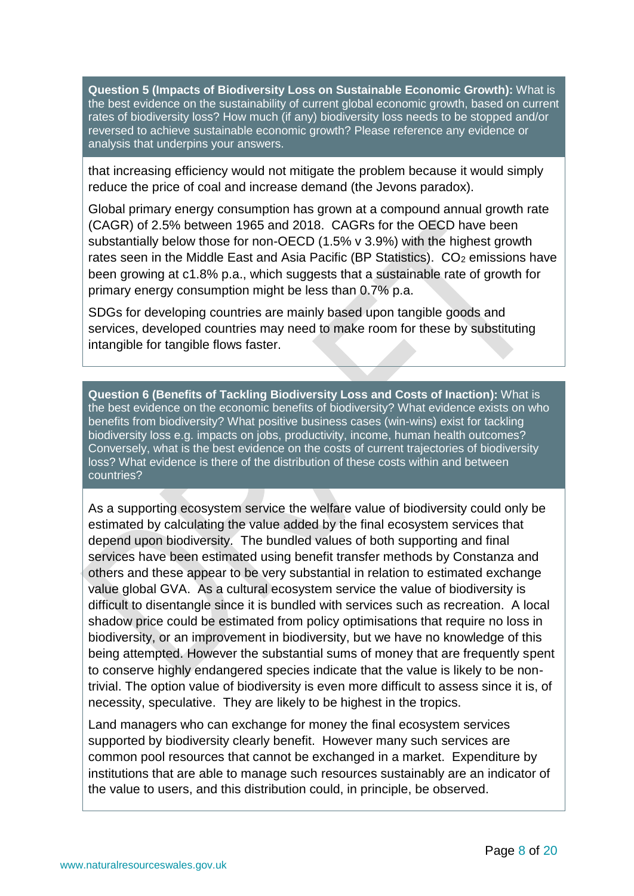**Question 5 (Impacts of Biodiversity Loss on Sustainable Economic Growth):** What is the best evidence on the sustainability of current global economic growth, based on current rates of biodiversity loss? How much (if any) biodiversity loss needs to be stopped and/or reversed to achieve sustainable economic growth? Please reference any evidence or analysis that underpins your answers.

that increasing efficiency would not mitigate the problem because it would simply reduce the price of coal and increase demand (the Jevons paradox).

Global primary energy consumption has grown at a compound annual growth rate (CAGR) of 2.5% between 1965 and 2018. CAGRs for the OECD have been substantially below those for non-OECD (1.5% v 3.9%) with the highest growth rates seen in the Middle East and Asia Pacific (BP Statistics). $CO_2$ emissions have been growing at c1.8% p.a., which suggests that a sustainable rate of growth for primary energy consumption might be less than 0.7% p.a.

SDGs for developing countries are mainly based upon tangible goods and services, developed countries may need to make room for these by substituting intangible for tangible flows faster.

**Question 6 (Benefits of Tackling Biodiversity Loss and Costs of Inaction):** What is the best evidence on the economic benefits of biodiversity? What evidence exists on who benefits from biodiversity? What positive business cases (win-wins) exist for tackling biodiversity loss e.g. impacts on jobs, productivity, income, human health outcomes? Conversely, what is the best evidence on the costs of current trajectories of biodiversity loss? What evidence is there of the distribution of these costs within and between countries?

As a supporting ecosystem service the welfare value of biodiversity could only be estimated by calculating the value added by the final ecosystem services that depend upon biodiversity. The bundled values of both supporting and final services have been estimated using benefit transfer methods by Constanza and others and these appear to be very substantial in relation to estimated exchange value global GVA. As a cultural ecosystem service the value of biodiversity is difficult to disentangle since it is bundled with services such as recreation. A local shadow price could be estimated from policy optimisations that require no loss in biodiversity, or an improvement in biodiversity, but we have no knowledge of this being attempted. However the substantial sums of money that are frequently spent to conserve highly endangered species indicate that the value is likely to be non-trivial. The option value of biodiversity is even more difficult to assess since it is, of necessity, speculative. They are likely to be highest in the tropics.

Land managers who can exchange for money the final ecosystem services supported by biodiversity clearly benefit. However many such services are common pool resources that cannot be exchanged in a market. Expenditure by institutions that are able to manage such resources sustainably are an indicator of the value to users, and this distribution could, in principle, be observed.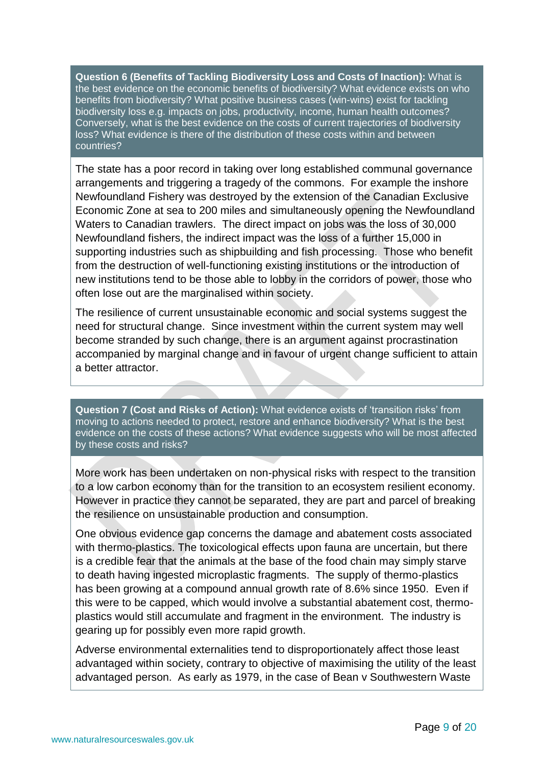**Question 6 (Benefits of Tackling Biodiversity Loss and Costs of Inaction):** What is the best evidence on the economic benefits of biodiversity? What evidence exists on who benefits from biodiversity? What positive business cases (win-wins) exist for tackling biodiversity loss e.g. impacts on jobs, productivity, income, human health outcomes? Conversely, what is the best evidence on the costs of current trajectories of biodiversity loss? What evidence is there of the distribution of these costs within and between countries?

The state has a poor record in taking over long established communal governance arrangements and triggering a tragedy of the commons. For example the inshore Newfoundland Fishery was destroyed by the extension of the Canadian Exclusive Economic Zone at sea to 200 miles and simultaneously opening the Newfoundland Waters to Canadian trawlers. The direct impact on jobs was the loss of 30,000 Newfoundland fishers, the indirect impact was the loss of a further 15,000 in supporting industries such as shipbuilding and fish processing. Those who benefit from the destruction of well-functioning existing institutions or the introduction of new institutions tend to be those able to lobby in the corridors of power, those who often lose out are the marginalised within society.

The resilience of current unsustainable economic and social systems suggest the need for structural change. Since investment within the current system may well become stranded by such change, there is an argument against procrastination accompanied by marginal change and in favour of urgent change sufficient to attain a better attractor.

**Question 7 (Cost and Risks of Action):** What evidence exists of 'transition risks' from moving to actions needed to protect, restore and enhance biodiversity? What is the best evidence on the costs of these actions? What evidence suggests who will be most affected by these costs and risks?

More work has been undertaken on non-physical risks with respect to the transition to a low carbon economy than for the transition to an ecosystem resilient economy. However in practice they cannot be separated, they are part and parcel of breaking the resilience on unsustainable production and consumption.

One obvious evidence gap concerns the damage and abatement costs associated with thermo-plastics. The toxicological effects upon fauna are uncertain, but there is a credible fear that the animals at the base of the food chain may simply starve to death having ingested microplastic fragments. The supply of thermo-plastics has been growing at a compound annual growth rate of 8.6% since 1950. Even if this were to be capped, which would involve a substantial abatement cost, thermo-plastics would still accumulate and fragment in the environment. The industry is gearing up for possibly even more rapid growth.

Adverse environmental externalities tend to disproportionately affect those least advantaged within society, contrary to objective of maximising the utility of the least advantaged person. As early as 1979, in the case of Bean v Southwestern Waste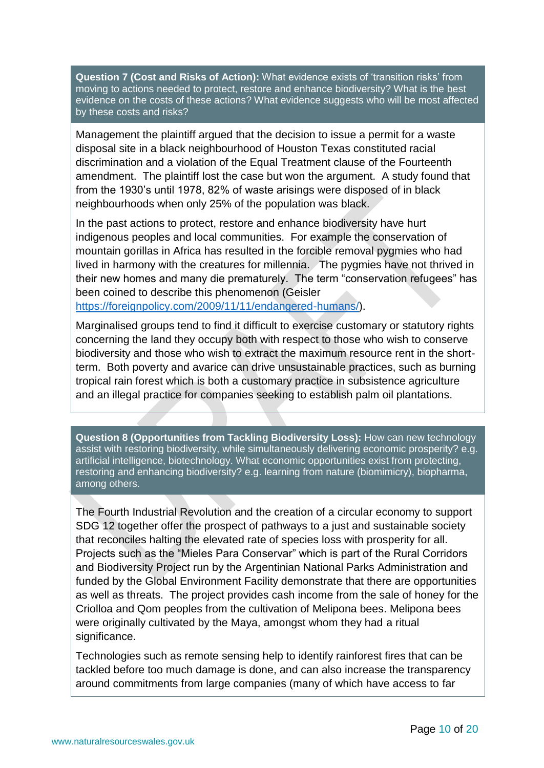**Question 7 (Cost and Risks of Action):** What evidence exists of 'transition risks' from moving to actions needed to protect, restore and enhance biodiversity? What is the best evidence on the costs of these actions? What evidence suggests who will be most affected by these costs and risks?

Management the plaintiff argued that the decision to issue a permit for a waste disposal site in a black neighbourhood of Houston Texas constituted racial discrimination and a violation of the Equal Treatment clause of the Fourteenth amendment. The plaintiff lost the case but won the argument. A study found that from the 1930's until 1978, 82% of waste arisings were disposed of in black neighbourhoods when only 25% of the population was black.

In the past actions to protect, restore and enhance biodiversity have hurt indigenous peoples and local communities. For example the conservation of mountain gorillas in Africa has resulted in the forcible removal pygmies who had lived in harmony with the creatures for millennia. The pygmies have not thrived in their new homes and many die prematurely. The term "conservation refugees" has been coined to describe this phenomenon (Geisler https://foreignpolicy.com/2009/11/11/endangered-humans/).

Marginalised groups tend to find it difficult to exercise customary or statutory rights concerning the land they occupy both with respect to those who wish to conserve biodiversity and those who wish to extract the maximum resource rent in the short-term. Both poverty and avarice can drive unsustainable practices, such as burning tropical rain forest which is both a customary practice in subsistence agriculture and an illegal practice for companies seeking to establish palm oil plantations.

**Question 8 (Opportunities from Tackling Biodiversity Loss):** How can new technology assist with restoring biodiversity, while simultaneously delivering economic prosperity? e.g. artificial intelligence, biotechnology. What economic opportunities exist from protecting, restoring and enhancing biodiversity? e.g. learning from nature (biomimicry), biopharma, among others.

The Fourth Industrial Revolution and the creation of a circular economy to support SDG 12 together offer the prospect of pathways to a just and sustainable society that reconciles halting the elevated rate of species loss with prosperity for all. Projects such as the "Mieles Para Conservar" which is part of the Rural Corridors and Biodiversity Project run by the Argentinian National Parks Administration and funded by the Global Environment Facility demonstrate that there are opportunities as well as threats. The project provides cash income from the sale of honey for the Criolloa and Qom peoples from the cultivation of Melipona bees. Melipona bees were originally cultivated by the Maya, amongst whom they had a ritual significance.

Technologies such as remote sensing help to identify rainforest fires that can be tackled before too much damage is done, and can also increase the transparency around commitments from large companies (many of which have access to far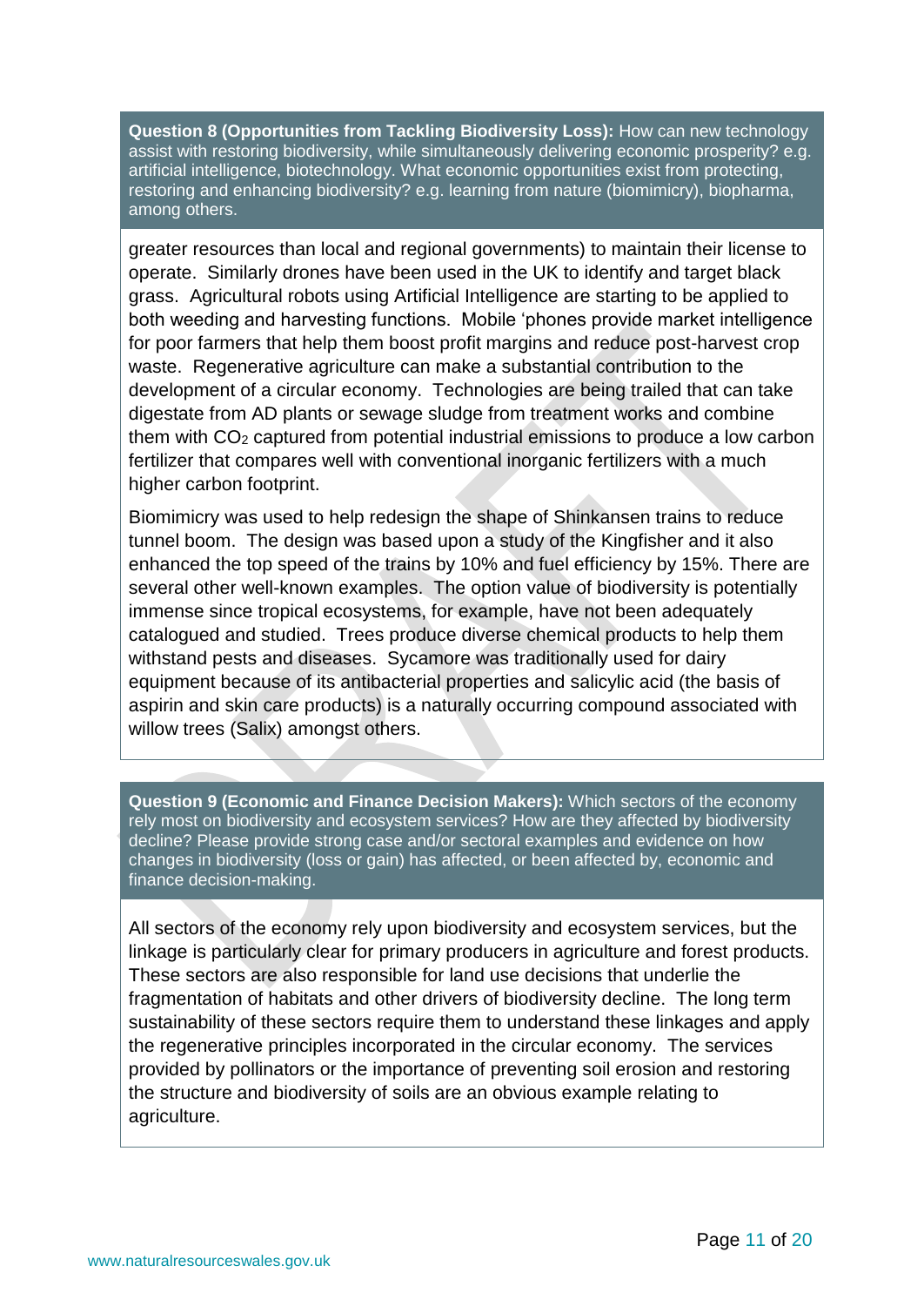**Question 8 (Opportunities from Tackling Biodiversity Loss):** How can new technology assist with restoring biodiversity, while simultaneously delivering economic prosperity? e.g. artificial intelligence, biotechnology. What economic opportunities exist from protecting, restoring and enhancing biodiversity? e.g. learning from nature (biomimicry), biopharma, among others.

greater resources than local and regional governments) to maintain their license to operate. Similarly drones have been used in the UK to identify and target black grass. Agricultural robots using Artificial Intelligence are starting to be applied to both weeding and harvesting functions. Mobile 'phones provide market intelligence for poor farmers that help them boost profit margins and reduce post-harvest crop waste. Regenerative agriculture can make a substantial contribution to the development of a circular economy. Technologies are being trailed that can take digestate from AD plants or sewage sludge from treatment works and combine them with $CO_2$ captured from potential industrial emissions to produce a low carbon fertilizer that compares well with conventional inorganic fertilizers with a much higher carbon footprint.

Biomimicry was used to help redesign the shape of Shinkansen trains to reduce tunnel boom. The design was based upon a study of the Kingfisher and it also enhanced the top speed of the trains by 10% and fuel efficiency by 15%. There are several other well-known examples. The option value of biodiversity is potentially immense since tropical ecosystems, for example, have not been adequately catalogued and studied. Trees produce diverse chemical products to help them withstand pests and diseases. Sycamore was traditionally used for dairy equipment because of its antibacterial properties and salicylic acid (the basis of aspirin and skin care products) is a naturally occurring compound associated with willow trees (Salix) amongst others.

**Question 9 (Economic and Finance Decision Makers):** Which sectors of the economy rely most on biodiversity and ecosystem services? How are they affected by biodiversity decline? Please provide strong case and/or sectoral examples and evidence on how changes in biodiversity (loss or gain) has affected, or been affected by, economic and finance decision-making.

All sectors of the economy rely upon biodiversity and ecosystem services, but the linkage is particularly clear for primary producers in agriculture and forest products. These sectors are also responsible for land use decisions that underlie the fragmentation of habitats and other drivers of biodiversity decline. The long term sustainability of these sectors require them to understand these linkages and apply the regenerative principles incorporated in the circular economy. The services provided by pollinators or the importance of preventing soil erosion and restoring the structure and biodiversity of soils are an obvious example relating to agriculture.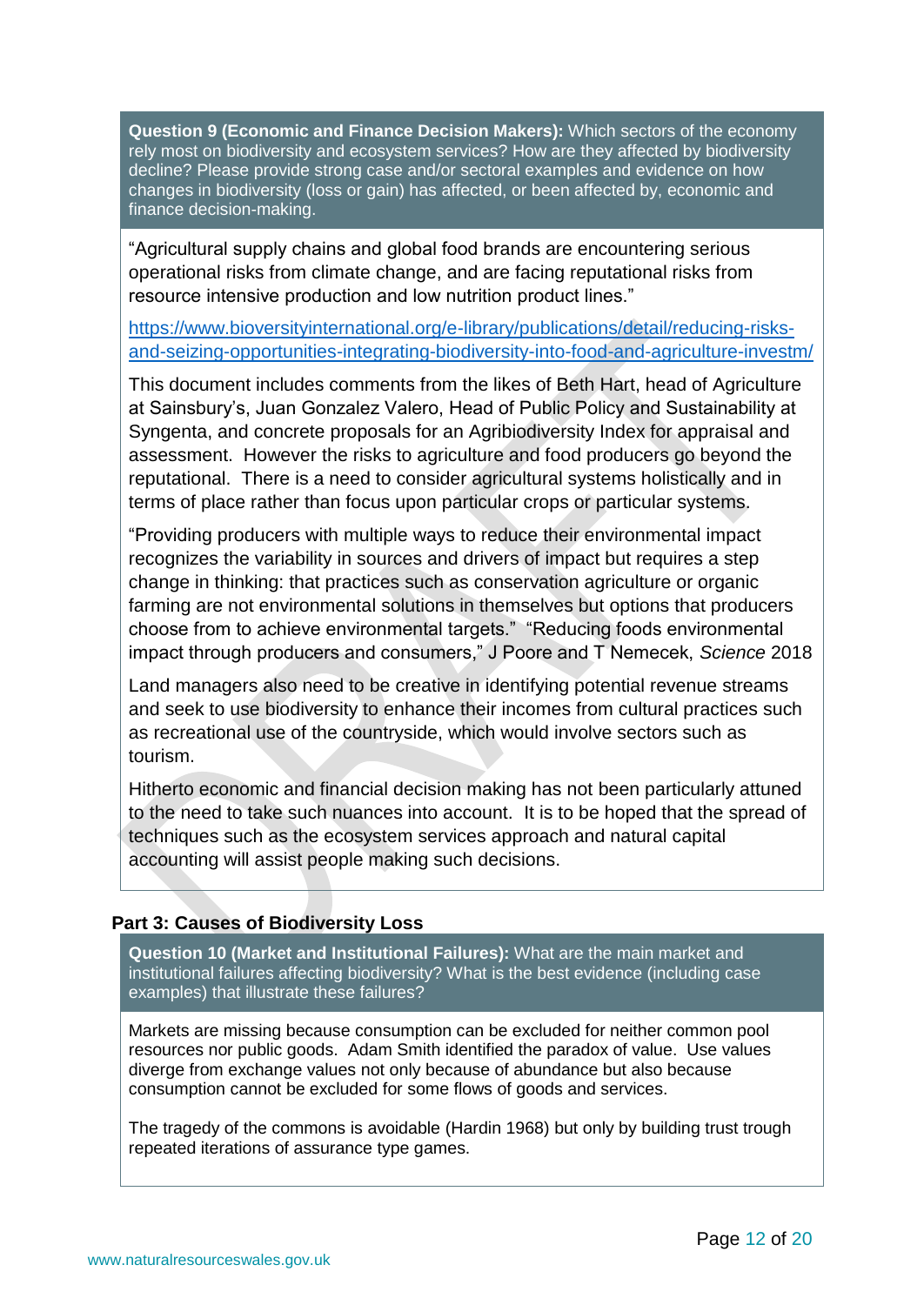**Question 9 (Economic and Finance Decision Makers):** Which sectors of the economy rely most on biodiversity and ecosystem services? How are they affected by biodiversity decline? Please provide strong case and/or sectoral examples and evidence on how changes in biodiversity (loss or gain) has affected, or been affected by, economic and finance decision-making.

“Agricultural supply chains and global food brands are encountering serious operational risks from climate change, and are facing reputational risks from resource intensive production and low nutrition product lines.”

https://www.bioversityinternational.org/e-library/publications/detail/reducing-risks-and-seizing-opportunities-integrating-biodiversity-into-food-and-agriculture-investm/

This document includes comments from the likes of Beth Hart, head of Agriculture at Sainsbury’s, Juan Gonzalez Valero, Head of Public Policy and Sustainability at Syngenta, and concrete proposals for an Agribiodiversity Index for appraisal and assessment. However the risks to agriculture and food producers go beyond the reputational. There is a need to consider agricultural systems holistically and in terms of place rather than focus upon particular crops or particular systems.

“Providing producers with multiple ways to reduce their environmental impact recognizes the variability in sources and drivers of impact but requires a step change in thinking: that practices such as conservation agriculture or organic farming are not environmental solutions in themselves but options that producers choose from to achieve environmental targets.” “Reducing foods environmental impact through producers and consumers,” J Poore and T Nemecek, *Science* 2018

Land managers also need to be creative in identifying potential revenue streams and seek to use biodiversity to enhance their incomes from cultural practices such as recreational use of the countryside, which would involve sectors such as tourism.

Hitherto economic and financial decision making has not been particularly attuned to the need to take such nuances into account. It is to be hoped that the spread of techniques such as the ecosystem services approach and natural capital accounting will assist people making such decisions.

## Part 3: Causes of Biodiversity Loss

**Question 10 (Market and Institutional Failures):** What are the main market and institutional failures affecting biodiversity? What is the best evidence (including case examples) that illustrate these failures?

Markets are missing because consumption can be excluded for neither common pool resources nor public goods. Adam Smith identified the paradox of value. Use values diverge from exchange values not only because of abundance but also because consumption cannot be excluded for some flows of goods and services.

The tragedy of the commons is avoidable (Hardin 1968) but only by building trust trough repeated iterations of assurance type games.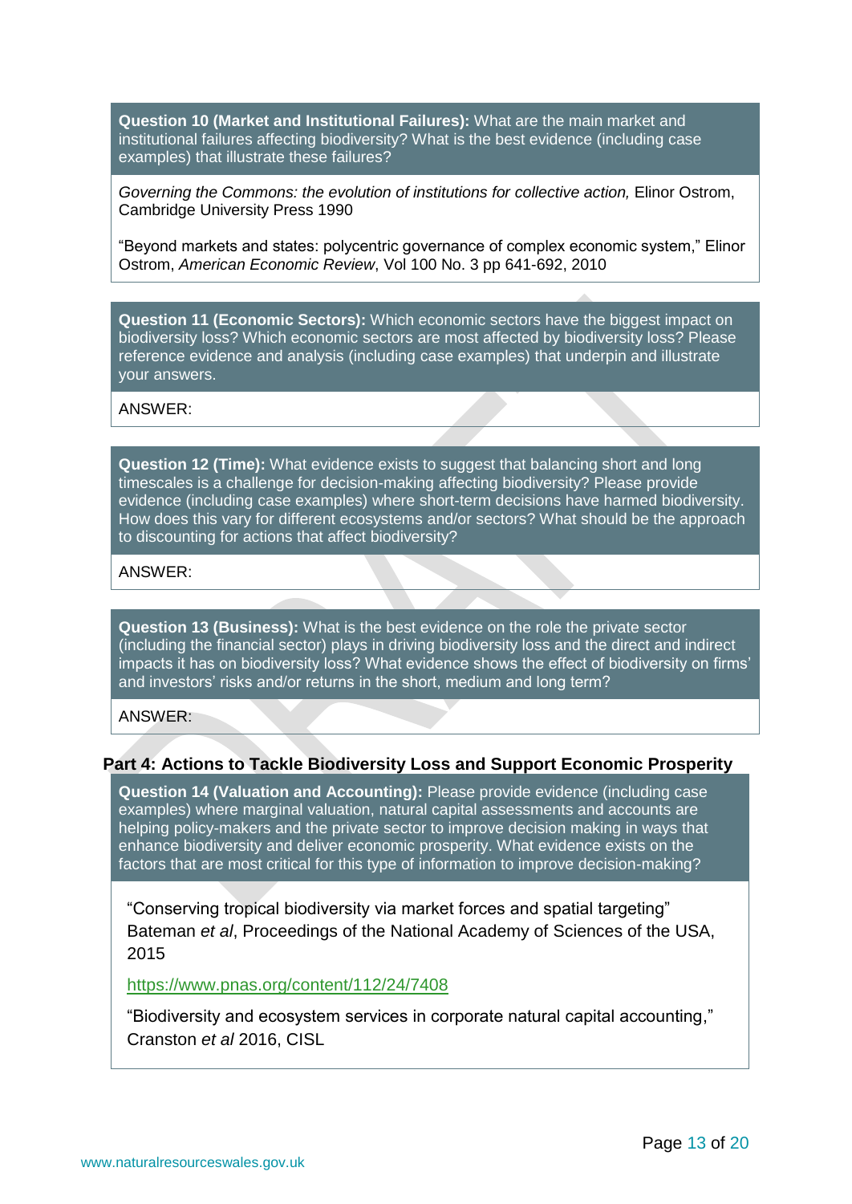**Question 10 (Market and Institutional Failures):** What are the main market and institutional failures affecting biodiversity? What is the best evidence (including case examples) that illustrate these failures?

*Governing the Commons: the evolution of institutions for collective action,* Elinor Ostrom, Cambridge University Press 1990

"Beyond markets and states: polycentric governance of complex economic system," Elinor Ostrom, *American Economic Review*, Vol 100 No. 3 pp 641-692, 2010

**Question 11 (Economic Sectors):** Which economic sectors have the biggest impact on biodiversity loss? Which economic sectors are most affected by biodiversity loss? Please reference evidence and analysis (including case examples) that underpin and illustrate your answers.

ANSWER:

**Question 12 (Time):** What evidence exists to suggest that balancing short and long timescales is a challenge for decision-making affecting biodiversity? Please provide evidence (including case examples) where short-term decisions have harmed biodiversity. How does this vary for different ecosystems and/or sectors? What should be the approach to discounting for actions that affect biodiversity?

ANSWER:

**Question 13 (Business):** What is the best evidence on the role the private sector (including the financial sector) plays in driving biodiversity loss and the direct and indirect impacts it has on biodiversity loss? What evidence shows the effect of biodiversity on firms' and investors' risks and/or returns in the short, medium and long term?

ANSWER:

## Part 4: Actions to Tackle Biodiversity Loss and Support Economic Prosperity

**Question 14 (Valuation and Accounting):** Please provide evidence (including case examples) where marginal valuation, natural capital assessments and accounts are helping policy-makers and the private sector to improve decision making in ways that enhance biodiversity and deliver economic prosperity. What evidence exists on the factors that are most critical for this type of information to improve decision-making?

"Conserving tropical biodiversity via market forces and spatial targeting" Bateman *et al*, Proceedings of the National Academy of Sciences of the USA, 2015

https://www.pnas.org/content/112/24/7408

"Biodiversity and ecosystem services in corporate natural capital accounting," Cranston *et al* 2016, CISL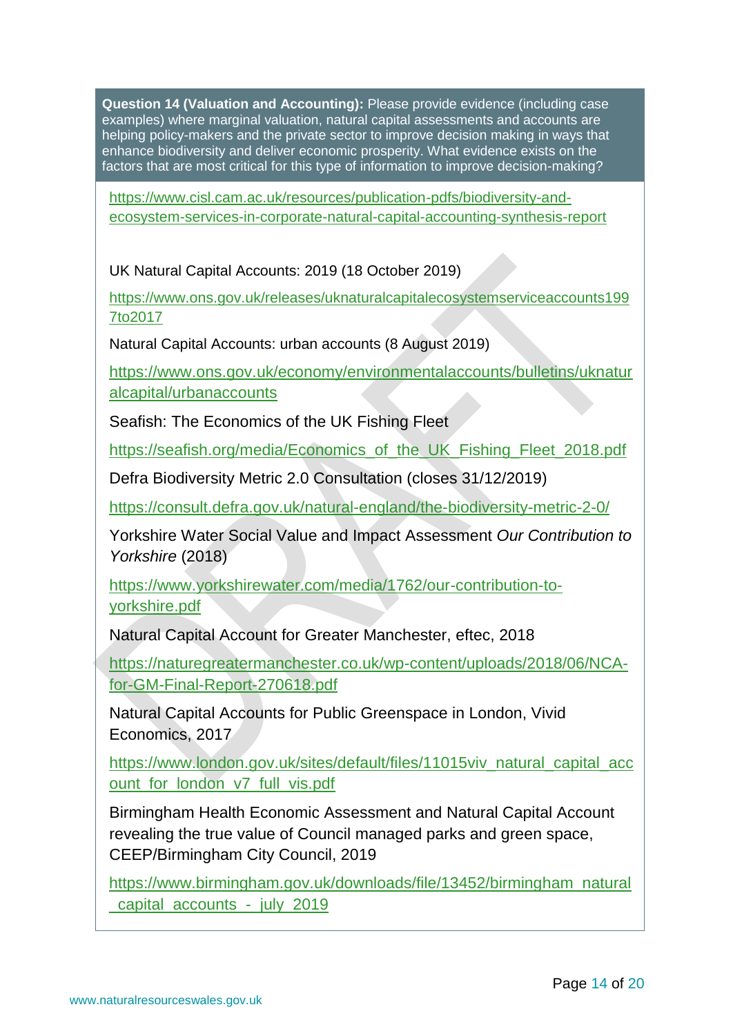**Question 14 (Valuation and Accounting):** Please provide evidence (including case examples) where marginal valuation, natural capital assessments and accounts are helping policy-makers and the private sector to improve decision making in ways that enhance biodiversity and deliver economic prosperity. What evidence exists on the factors that are most critical for this type of information to improve decision-making?

https://www.cisl.cam.ac.uk/resources/publication-pdfs/biodiversity-and-ecosystem-services-in-corporate-natural-capital-accounting-synthesis-report

UK Natural Capital Accounts: 2019 (18 October 2019)

https://www.ons.gov.uk/releases/uknaturalcapitalecosystemserviceaccounts1997to2017

Natural Capital Accounts: urban accounts (8 August 2019)

https://www.ons.gov.uk/economy/environmentalaccounts/bulletins/uknaturalcapital/urbanaccounts

Seafish: The Economics of the UK Fishing Fleet

https://seafish.org/media/Economics_of_the_UK_Fishing_Fleet_2018.pdf

Defra Biodiversity Metric 2.0 Consultation (closes 31/12/2019)

https://consult.defra.gov.uk/natural-england/the-biodiversity-metric-2-0/

Yorkshire Water Social Value and Impact Assessment *Our Contribution to Yorkshire* (2018)

https://www.yorkshirewater.com/media/1762/our-contribution-to-yorkshire.pdf

Natural Capital Account for Greater Manchester, eftec, 2018

https://naturegreatermanchester.co.uk/wp-content/uploads/2018/06/NCA-for-GM-Final-Report-270618.pdf

Natural Capital Accounts for Public Greenspace in London, Vivid Economics, 2017

https://www.london.gov.uk/sites/default/files/11015viv_natural_capital_account_for_london_v7_full_vis.pdf

Birmingham Health Economic Assessment and Natural Capital Account revealing the true value of Council managed parks and green space, CEEP/Birmingham City Council, 2019

https://www.birmingham.gov.uk/downloads/file/13452/birmingham_natural_capital_accounts_-_july_2019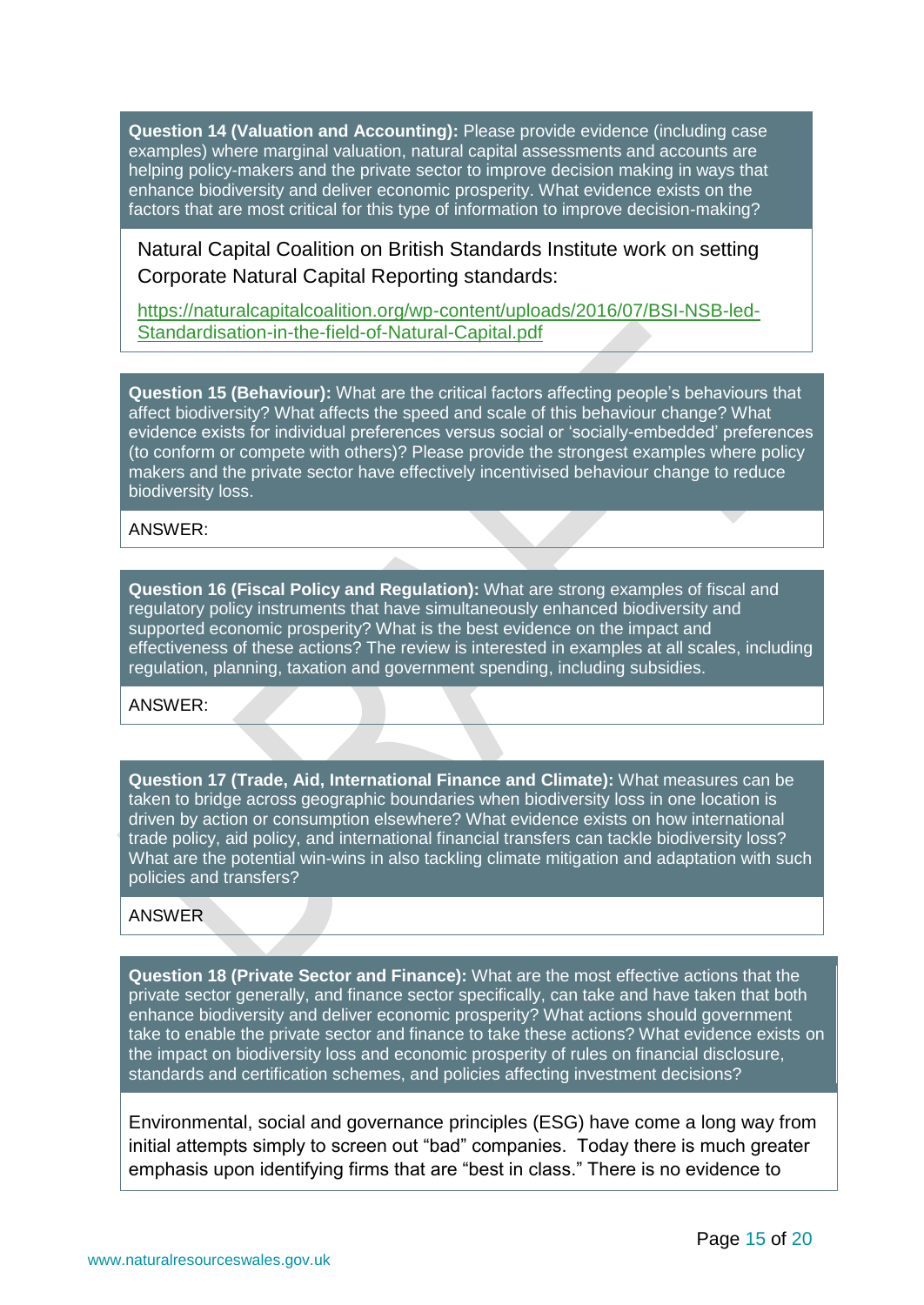**Question 14 (Valuation and Accounting):** Please provide evidence (including case examples) where marginal valuation, natural capital assessments and accounts are helping policy-makers and the private sector to improve decision making in ways that enhance biodiversity and deliver economic prosperity. What evidence exists on the factors that are most critical for this type of information to improve decision-making?

Natural Capital Coalition on British Standards Institute work on setting Corporate Natural Capital Reporting standards:

https://naturalcapitalcoalition.org/wp-content/uploads/2016/07/BSI-NSB-led-Standardisation-in-the-field-of-Natural-Capital.pdf

**Question 15 (Behaviour):** What are the critical factors affecting people's behaviours that affect biodiversity? What affects the speed and scale of this behaviour change? What evidence exists for individual preferences versus social or 'socially-embedded' preferences (to conform or compete with others)? Please provide the strongest examples where policy makers and the private sector have effectively incentivised behaviour change to reduce biodiversity loss.

ANSWER:

**Question 16 (Fiscal Policy and Regulation):** What are strong examples of fiscal and regulatory policy instruments that have simultaneously enhanced biodiversity and supported economic prosperity? What is the best evidence on the impact and effectiveness of these actions? The review is interested in examples at all scales, including regulation, planning, taxation and government spending, including subsidies.

ANSWER:

**Question 17 (Trade, Aid, International Finance and Climate):** What measures can be taken to bridge across geographic boundaries when biodiversity loss in one location is driven by action or consumption elsewhere? What evidence exists on how international trade policy, aid policy, and international financial transfers can tackle biodiversity loss? What are the potential win-wins in also tackling climate mitigation and adaptation with such policies and transfers?

ANSWER

**Question 18 (Private Sector and Finance):** What are the most effective actions that the private sector generally, and finance sector specifically, can take and have taken that both enhance biodiversity and deliver economic prosperity? What actions should government take to enable the private sector and finance to take these actions? What evidence exists on the impact on biodiversity loss and economic prosperity of rules on financial disclosure, standards and certification schemes, and policies affecting investment decisions?

Environmental, social and governance principles (ESG) have come a long way from initial attempts simply to screen out "bad" companies. Today there is much greater emphasis upon identifying firms that are "best in class." There is no evidence to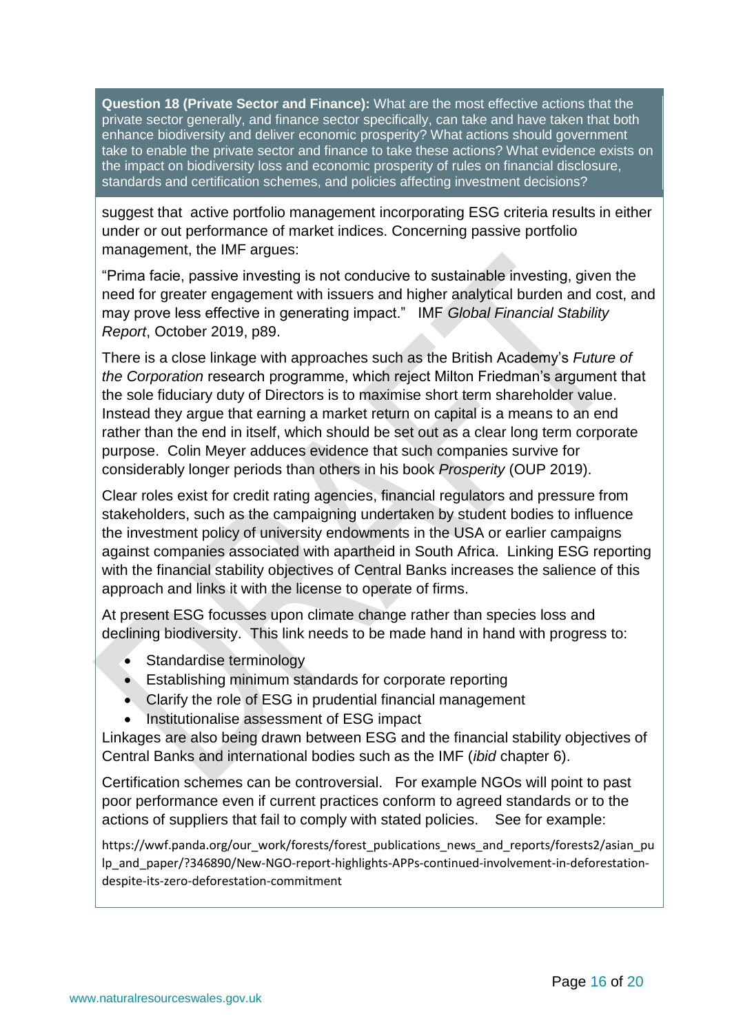**Question 18 (Private Sector and Finance):** What are the most effective actions that the private sector generally, and finance sector specifically, can take and have taken that both enhance biodiversity and deliver economic prosperity? What actions should government take to enable the private sector and finance to take these actions? What evidence exists on the impact on biodiversity loss and economic prosperity of rules on financial disclosure, standards and certification schemes, and policies affecting investment decisions?

suggest that active portfolio management incorporating ESG criteria results in either under or out performance of market indices. Concerning passive portfolio management, the IMF argues:

"Prima facie, passive investing is not conducive to sustainable investing, given the need for greater engagement with issuers and higher analytical burden and cost, and may prove less effective in generating impact." IMF *Global Financial Stability Report*, October 2019, p89.

There is a close linkage with approaches such as the British Academy's *Future of the Corporation* research programme, which reject Milton Friedman's argument that the sole fiduciary duty of Directors is to maximise short term shareholder value. Instead they argue that earning a market return on capital is a means to an end rather than the end in itself, which should be set out as a clear long term corporate purpose. Colin Meyer adduces evidence that such companies survive for considerably longer periods than others in his book *Prosperity* (OUP 2019).

Clear roles exist for credit rating agencies, financial regulators and pressure from stakeholders, such as the campaigning undertaken by student bodies to influence the investment policy of university endowments in the USA or earlier campaigns against companies associated with apartheid in South Africa. Linking ESG reporting with the financial stability objectives of Central Banks increases the salience of this approach and links it with the license to operate of firms.

At present ESG focusses upon climate change rather than species loss and declining biodiversity. This link needs to be made hand in hand with progress to:

- Standardise terminology
- Establishing minimum standards for corporate reporting
- Clarify the role of ESG in prudential financial management
- Institutionalise assessment of ESG impact

Linkages are also being drawn between ESG and the financial stability objectives of Central Banks and international bodies such as the IMF (*ibid* chapter 6).

Certification schemes can be controversial. For example NGOs will point to past poor performance even if current practices conform to agreed standards or to the actions of suppliers that fail to comply with stated policies. See for example:

https://wwf.panda.org/our_work/forests/forest_publications_news_and_reports/forests2/asian_pulp_and_paper/?346890/New-NGO-report-highlights-APPs-continued-involvement-in-deforestation-despite-its-zero-deforestation-commitment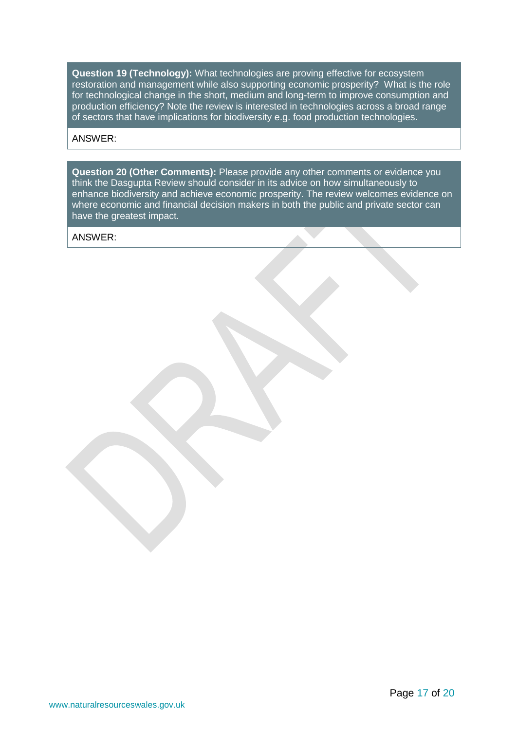**Question 19 (Technology):** What technologies are proving effective for ecosystem restoration and management while also supporting economic prosperity? What is the role for technological change in the short, medium and long-term to improve consumption and production efficiency? Note the review is interested in technologies across a broad range of sectors that have implications for biodiversity e.g. food production technologies.

ANSWER:

**Question 20 (Other Comments):** Please provide any other comments or evidence you think the Dasgupta Review should consider in its advice on how simultaneously to enhance biodiversity and achieve economic prosperity. The review welcomes evidence on where economic and financial decision makers in both the public and private sector can have the greatest impact.

ANSWER: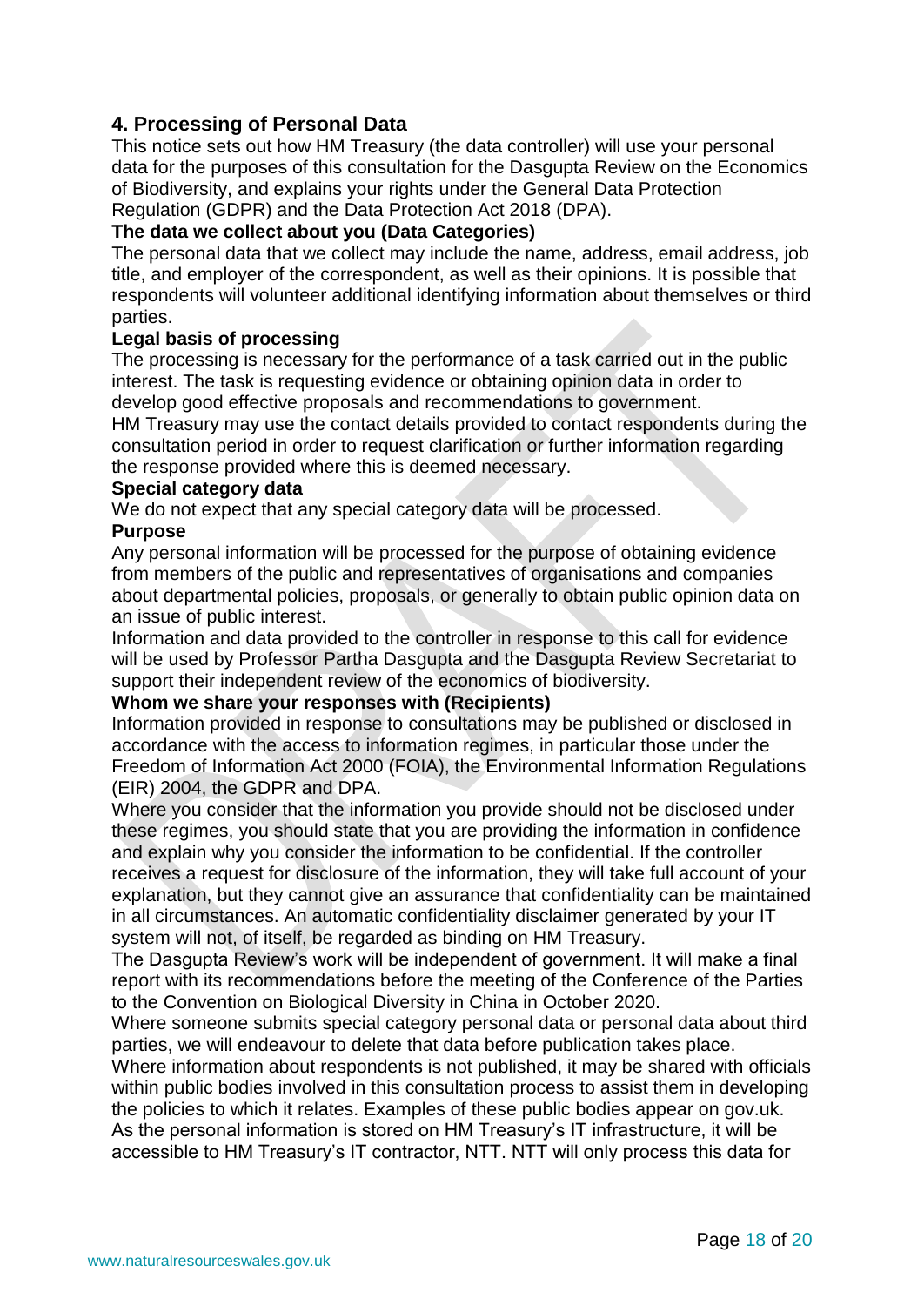## 4. Processing of Personal Data

This notice sets out how HM Treasury (the data controller) will use your personal data for the purposes of this consultation for the Dasgupta Review on the Economics of Biodiversity, and explains your rights under the General Data Protection Regulation (GDPR) and the Data Protection Act 2018 (DPA).

**The data we collect about you (Data Categories)**

The personal data that we collect may include the name, address, email address, job title, and employer of the correspondent, as well as their opinions. It is possible that respondents will volunteer additional identifying information about themselves or third parties.

**Legal basis of processing**

The processing is necessary for the performance of a task carried out in the public interest. The task is requesting evidence or obtaining opinion data in order to develop good effective proposals and recommendations to government.

HM Treasury may use the contact details provided to contact respondents during the consultation period in order to request clarification or further information regarding the response provided where this is deemed necessary.

**Special category data**

We do not expect that any special category data will be processed.

**Purpose**

Any personal information will be processed for the purpose of obtaining evidence from members of the public and representatives of organisations and companies about departmental policies, proposals, or generally to obtain public opinion data on an issue of public interest.

Information and data provided to the controller in response to this call for evidence will be used by Professor Partha Dasgupta and the Dasgupta Review Secretariat to support their independent review of the economics of biodiversity.

**Whom we share your responses with (Recipients)**

Information provided in response to consultations may be published or disclosed in accordance with the access to information regimes, in particular those under the Freedom of Information Act 2000 (FOIA), the Environmental Information Regulations (EIR) 2004, the GDPR and DPA.

Where you consider that the information you provide should not be disclosed under these regimes, you should state that you are providing the information in confidence and explain why you consider the information to be confidential. If the controller receives a request for disclosure of the information, they will take full account of your explanation, but they cannot give an assurance that confidentiality can be maintained in all circumstances. An automatic confidentiality disclaimer generated by your IT system will not, of itself, be regarded as binding on HM Treasury.

The Dasgupta Review's work will be independent of government. It will make a final report with its recommendations before the meeting of the Conference of the Parties to the Convention on Biological Diversity in China in October 2020.

Where someone submits special category personal data or personal data about third parties, we will endeavour to delete that data before publication takes place.

Where information about respondents is not published, it may be shared with officials within public bodies involved in this consultation process to assist them in developing the policies to which it relates. Examples of these public bodies appear on gov.uk.

As the personal information is stored on HM Treasury's IT infrastructure, it will be accessible to HM Treasury's IT contractor, NTT. NTT will only process this data for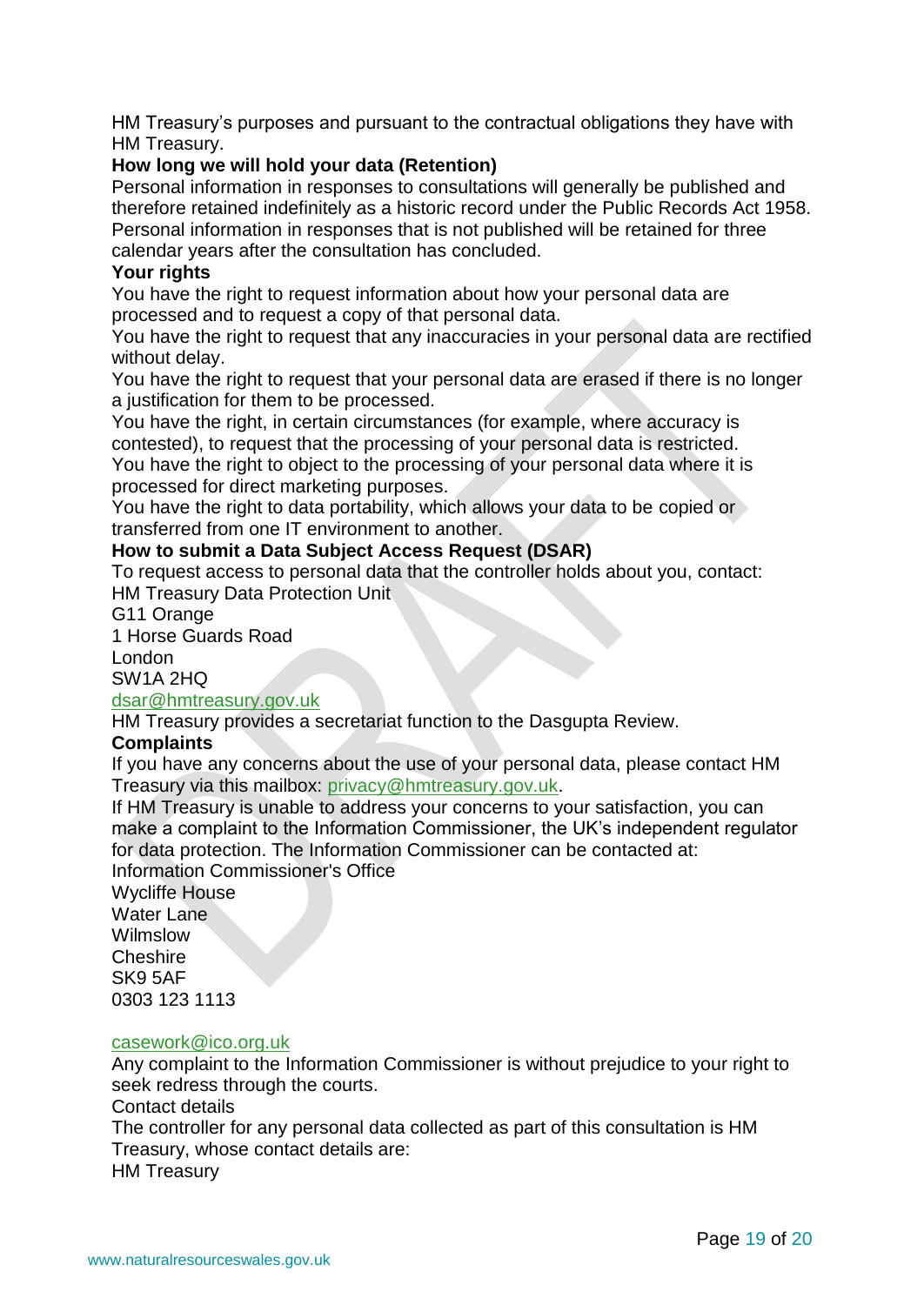HM Treasury's purposes and pursuant to the contractual obligations they have with HM Treasury.

**How long we will hold your data (Retention)**

Personal information in responses to consultations will generally be published and therefore retained indefinitely as a historic record under the Public Records Act 1958. Personal information in responses that is not published will be retained for three calendar years after the consultation has concluded.

**Your rights**

You have the right to request information about how your personal data are processed and to request a copy of that personal data.

You have the right to request that any inaccuracies in your personal data are rectified without delay.

You have the right to request that your personal data are erased if there is no longer a justification for them to be processed.

You have the right, in certain circumstances (for example, where accuracy is contested), to request that the processing of your personal data is restricted.

You have the right to object to the processing of your personal data where it is processed for direct marketing purposes.

You have the right to data portability, which allows your data to be copied or transferred from one IT environment to another.

**How to submit a Data Subject Access Request (DSAR)**

To request access to personal data that the controller holds about you, contact:

HM Treasury Data Protection Unit
G11 Orange
1 Horse Guards Road
London
SW1A 2HQ
dsar@hmtreasury.gov.uk

HM Treasury provides a secretariat function to the Dasgupta Review.

**Complaints**

If you have any concerns about the use of your personal data, please contact HM Treasury via this mailbox: privacy@hmtreasury.gov.uk.

If HM Treasury is unable to address your concerns to your satisfaction, you can make a complaint to the Information Commissioner, the UK's independent regulator for data protection. The Information Commissioner can be contacted at:

Information Commissioner's Office
Wycliffe House
Water Lane
Wilmslow
Cheshire
SK9 5AF
0303 123 1113

casework@ico.org.uk

Any complaint to the Information Commissioner is without prejudice to your right to seek redress through the courts.

Contact details

The controller for any personal data collected as part of this consultation is HM Treasury, whose contact details are:

HM Treasury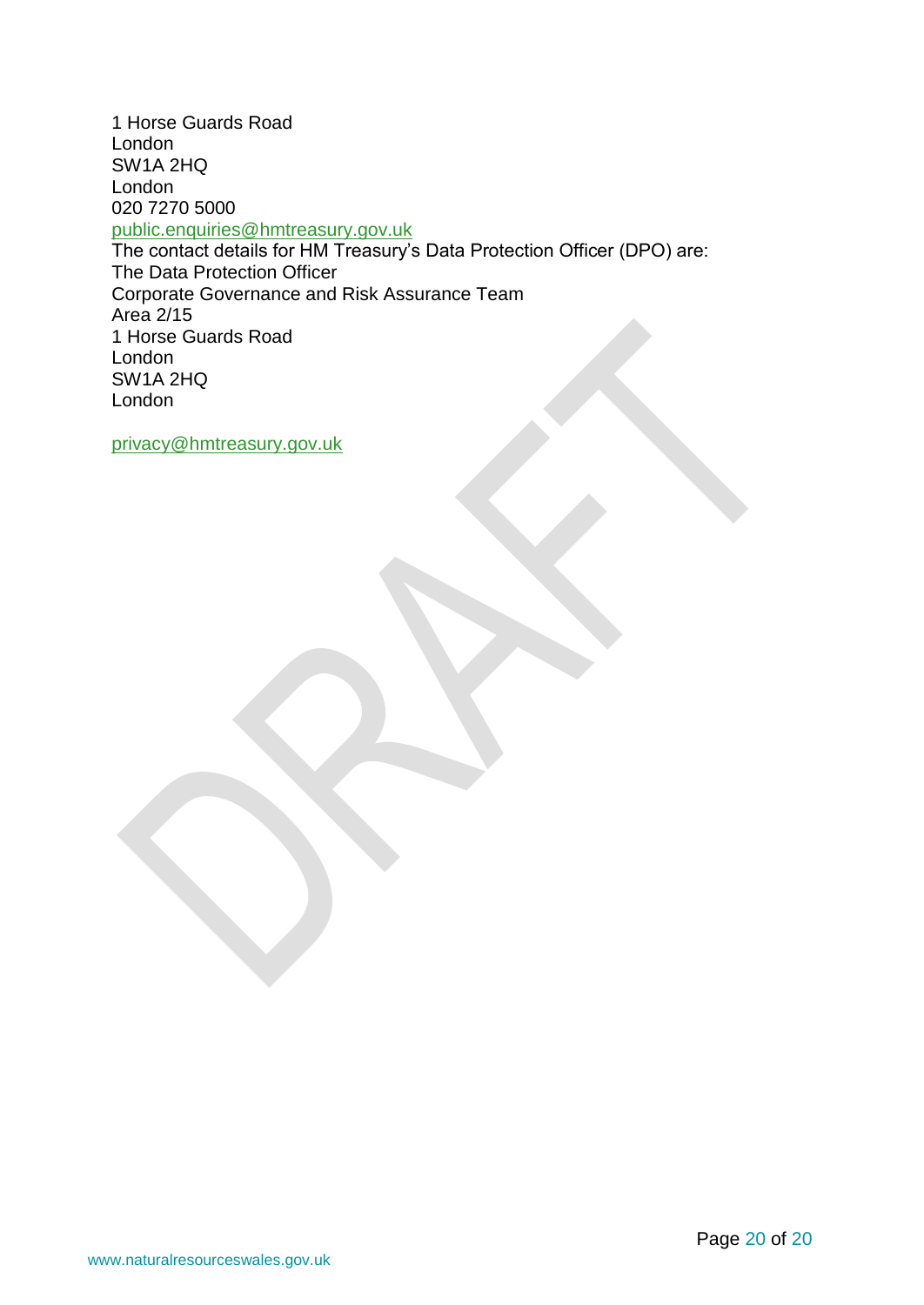1 Horse Guards Road
London
SW1A 2HQ
London
020 7270 5000
public.enquiries@hmtreasury.gov.uk
The contact details for HM Treasury's Data Protection Officer (DPO) are:
The Data Protection Officer
Corporate Governance and Risk Assurance Team
Area 2/15
1 Horse Guards Road
London
SW1A 2HQ
London

privacy@hmtreasury.gov.uk